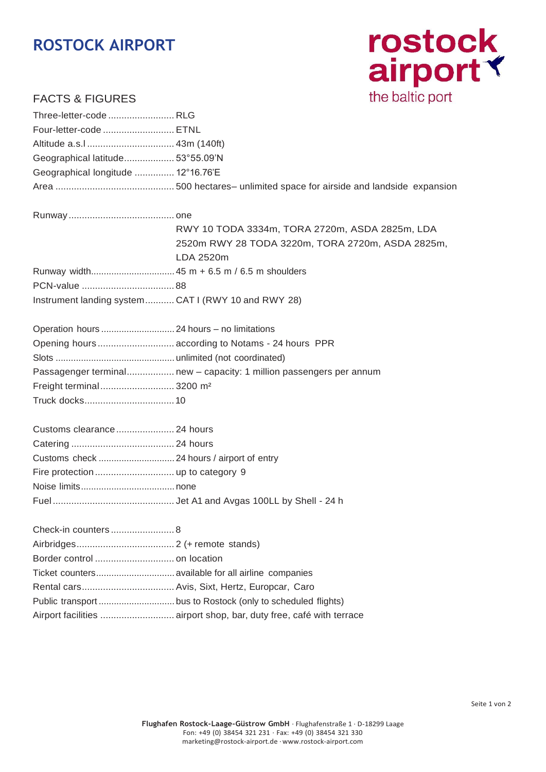# ROSTOCK AIRPORT

rostock airport

the baltic port

## FACTS & FIGURES

| | |
|---|---|
| Three-letter-code | RLG |
| Four-letter-code | ETNL |
| Altitude a.s.l | 43m (140ft) |
| Geographical latitude | 53°55.09'N |
| Geographical longitude | 12°16.76'E |
| Area | 500 hectares– unlimited space for airside and landside expansion |

| | |
|---|---|
| Runway | one<br>RWY 10 TODA 3334m, TORA 2720m, ASDA 2825m, LDA 2520m RWY 28 TODA 3220m, TORA 2720m, ASDA 2825m, LDA 2520m |
| Runway width | 45 m + 6.5 m / 6.5 m shoulders |
| PCN-value | 88 |
| Instrument landing system | CAT I (RWY 10 and RWY 28) |

| | |
|---|---|
| Operation hours | 24 hours – no limitations |
| Opening hours | according to Notams - 24 hours PPR |
| Slots | unlimited (not coordinated) |
| Passagenger terminal | new – capacity: 1 million passengers per annum |
| Freight terminal | 3200 m² |
| Truck docks | 10 |

| | |
|---|---|
| Customs clearance | 24 hours |
| Catering | 24 hours |
| Customs check | 24 hours / airport of entry |
| Fire protection | up to category 9 |
| Noise limits | none |
| Fuel | Jet A1 and Avgas 100LL by Shell - 24 h |

| | |
|---|---|
| Check-in counters | 8 |
| Airbridges | 2 (+ remote stands) |
| Border control | on location |
| Ticket counters | available for all airline companies |
| Rental cars | Avis, Sixt, Hertz, Europcar, Caro |
| Public transport | bus to Rostock (only to scheduled flights) |
| Airport facilities | airport shop, bar, duty free, café with terrace |

**Flughafen Rostock-Laage-Güstrow GmbH** · Flughafenstraße 1 · D-18299 Laage
Fon: +49 (0) 38454 321 231 · Fax: +49 (0) 38454 321 330
marketing@rostock-airport.de · www.rostock-airport.com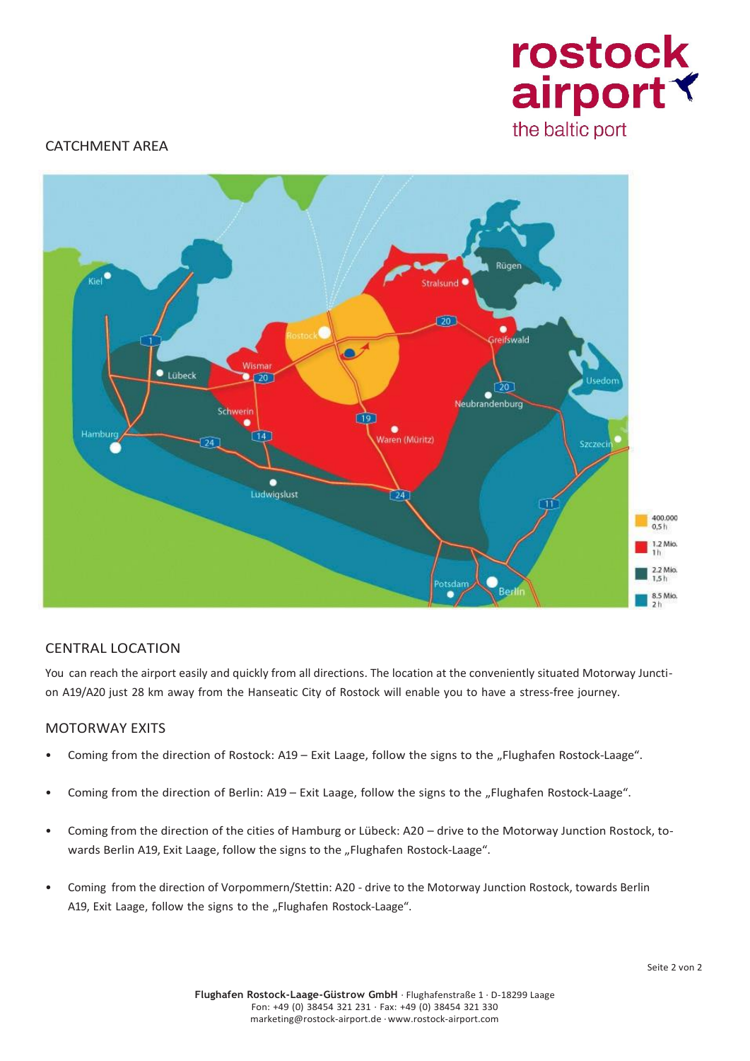rostock airport
the baltic port

## CATCHMENT AREA

Kiel
Rügen
Stralsund
Rostock
Greifswald
Lübeck
Wismar
Usedom
Neubrandenburg
Schwerin
Hamburg
Waren (Müritz)
Szczecin
Ludwigslust
Potsdam
Berlin

1
20
19
14
24
11

400.000
0,5 h
1.2 Mio.
1 h
2.2 Mio.
1,5 h
8.5 Mio.
2 h

## CENTRAL LOCATION

You can reach the airport easily and quickly from all directions. The location at the conveniently situated Motorway Junction A19/A20 just 28 km away from the Hanseatic City of Rostock will enable you to have a stress-free journey.

## MOTORWAY EXITS

- Coming from the direction of Rostock: A19 – Exit Laage, follow the signs to the „Flughafen Rostock-Laage".
- Coming from the direction of Berlin: A19 – Exit Laage, follow the signs to the „Flughafen Rostock-Laage".
- Coming from the direction of the cities of Hamburg or Lübeck: A20 – drive to the Motorway Junction Rostock, towards Berlin A19, Exit Laage, follow the signs to the „Flughafen Rostock-Laage".
- Coming from the direction of Vorpommern/Stettin: A20 - drive to the Motorway Junction Rostock, towards Berlin A19, Exit Laage, follow the signs to the „Flughafen Rostock-Laage".

**Flughafen Rostock-Laage-Güstrow GmbH** · Flughafenstraße 1 · D-18299 Laage
Fon: +49 (0) 38454 321 231 · Fax: +49 (0) 38454 321 330
marketing@rostock-airport.de · www.rostock-airport.com